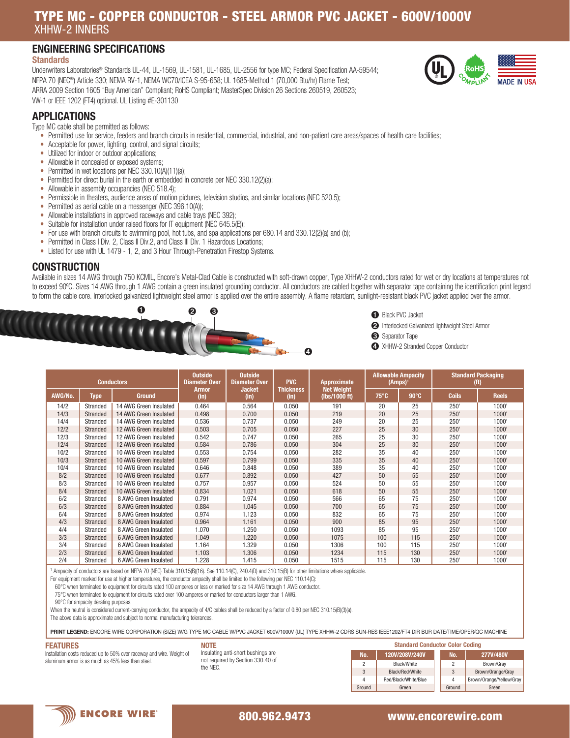# TYPE MC - COPPER CONDUCTOR - STEEL ARMOR PVC JACKET - 600V/1000V

XHHW-2 INNERS

## ENGINEERING SPECIFICATIONS

### Standards

Underwriters Laboratories® Standards UL-44, UL-1569, UL-1581, UL-1685, UL-2556 for type MC; Federal Specification AA-59544; NFPA 70 (NEC®) Article 330; NEMA RV-1, NEMA WC70/ICEA S-95-658; UL 1685-Method 1 (70,000 Btu/hr) Flame Test; ARRA 2009 Section 1605 "Buy American" Compliant; RoHS Compliant; MasterSpec Division 26 Sections 260519, 260523; VW-1 or IEEE 1202 (FT4) optional. UL Listing #E-301130

## APPLICATIONS

Type MC cable shall be permitted as follows:

- Permitted use for service, feeders and branch circuits in residential, commercial, industrial, and non-patient care areas/spaces of health care facilities;
- Acceptable for power, lighting, control, and signal circuits;
- Utilized for indoor or outdoor applications;
- Allowable in concealed or exposed systems;
- Permitted in wet locations per NEC 330.10(A)(11)(a);
- Permitted for direct burial in the earth or embedded in concrete per NEC 330.12(2)(a);
- Allowable in assembly occupancies (NEC 518.4);
- Permissible in theaters, audience areas of motion pictures, television studios, and similar locations (NEC 520.5);
- Permitted as aerial cable on a messenger (NEC 396.10(A));
- Allowable installations in approved raceways and cable trays (NEC 392);
- Suitable for installation under raised floors for IT equipment (NEC 645.5(E));
- For use with branch circuits to swimming pool, hot tubs, and spa applications per 680.14 and 330.12(2)(a) and (b);
- Permitted in Class I Div. 2, Class II Div.2, and Class III Div. 1 Hazardous Locations;
- Listed for use with UL 1479 - 1, 2, and 3 Hour Through-Penetration Firestop Systems.

## CONSTRUCTION

Available in sizes 14 AWG through 750 KCMIL, Encore's Metal-Clad Cable is constructed with soft-drawn copper, Type XHHW-2 conductors rated for wet or dry locations at temperatures not to exceed 90ºC. Sizes 14 AWG through 1 AWG contain a green insulated grounding conductor. All conductors are cabled together with separator tape containing the identification print legend to form the cable core. Interlocked galvanized lightweight steel armor is applied over the entire assembly. A flame retardant, sunlight-resistant black PVC jacket applied over the armor.

1. Black PVC Jacket
2. Interlocked Galvanized lightweight Steel Armor
3. Separator Tape
4. XHHW-2 Stranded Copper Conductor

| Conductors | | | Outside Diameter Over Armor (in) | Outside Diameter Over Jacket (in) | PVC Thickness (in) | Approximate Net Weight (lbs/1000 ft) | Allowable Ampacity (Amps)[1] | | Standard Packaging (ft) | |
|---|---|---|---|---|---|---|---|---|---|---|
| AWG/No. | Type | Ground | | | | | 75°C | 90°C | Coils | Reels |
| 14/2 | Stranded | 14 AWG Green Insulated | 0.464 | 0.564 | 0.050 | 191 | 20 | 25 | 250' | 1000' |
| 14/3 | Stranded | 14 AWG Green Insulated | 0.498 | 0.700 | 0.050 | 219 | 20 | 25 | 250' | 1000' |
| 14/4 | Stranded | 14 AWG Green Insulated | 0.536 | 0.737 | 0.050 | 249 | 20 | 25 | 250' | 1000' |
| 12/2 | Stranded | 12 AWG Green Insulated | 0.503 | 0.705 | 0.050 | 227 | 25 | 30 | 250' | 1000' |
| 12/3 | Stranded | 12 AWG Green Insulated | 0.542 | 0.747 | 0.050 | 265 | 25 | 30 | 250' | 1000' |
| 12/4 | Stranded | 12 AWG Green Insulated | 0.584 | 0.786 | 0.050 | 304 | 25 | 30 | 250' | 1000' |
| 10/2 | Stranded | 10 AWG Green Insulated | 0.553 | 0.754 | 0.050 | 282 | 35 | 40 | 250' | 1000' |
| 10/3 | Stranded | 10 AWG Green Insulated | 0.597 | 0.799 | 0.050 | 335 | 35 | 40 | 250' | 1000' |
| 10/4 | Stranded | 10 AWG Green Insulated | 0.646 | 0.848 | 0.050 | 389 | 35 | 40 | 250' | 1000' |
| 8/2 | Stranded | 10 AWG Green Insulated | 0.677 | 0.892 | 0.050 | 427 | 50 | 55 | 250' | 1000' |
| 8/3 | Stranded | 10 AWG Green Insulated | 0.757 | 0.957 | 0.050 | 524 | 50 | 55 | 250' | 1000' |
| 8/4 | Stranded | 10 AWG Green Insulated | 0.834 | 1.021 | 0.050 | 618 | 50 | 55 | 250' | 1000' |
| 6/2 | Stranded | 8 AWG Green Insulated | 0.791 | 0.974 | 0.050 | 566 | 65 | 75 | 250' | 1000' |
| 6/3 | Stranded | 8 AWG Green Insulated | 0.884 | 1.045 | 0.050 | 700 | 65 | 75 | 250' | 1000' |
| 6/4 | Stranded | 8 AWG Green Insulated | 0.974 | 1.123 | 0.050 | 832 | 65 | 75 | 250' | 1000' |
| 4/3 | Stranded | 8 AWG Green Insulated | 0.964 | 1.161 | 0.050 | 900 | 85 | 95 | 250' | 1000' |
| 4/4 | Stranded | 8 AWG Green Insulated | 1.070 | 1.250 | 0.050 | 1093 | 85 | 95 | 250' | 1000' |
| 3/3 | Stranded | 6 AWG Green Insulated | 1.049 | 1.220 | 0.050 | 1075 | 100 | 115 | 250' | 1000' |
| 3/4 | Stranded | 6 AWG Green Insulated | 1.164 | 1.329 | 0.050 | 1306 | 100 | 115 | 250' | 1000' |
| 2/3 | Stranded | 6 AWG Green Insulated | 1.103 | 1.306 | 0.050 | 1234 | 115 | 130 | 250' | 1000' |
| 2/4 | Stranded | 6 AWG Green Insulated | 1.228 | 1.415 | 0.050 | 1515 | 115 | 130 | 250' | 1000' |

[1] Ampacity of conductors are based on NFPA 70 (NEC) Table 310.15(B)(16). See 110.14(C), 240.4(D) and 310.15(B) for other limitations where applicable.

For equipment marked for use at higher temperatures, the conductor ampacity shall be limited to the following per NEC 110.14(C):

60°C when terminated to equipment for circuits rated 100 amperes or less or marked for size 14 AWG through 1 AWG conductor.

75°C when terminated to equipment for circuits rated over 100 amperes or marked for conductors larger than 1 AWG.

90°C for ampacity derating purposes.

When the neutral is considered current-carrying conductor, the ampacity of 4/C cables shall be reduced by a factor of 0.80 per NEC 310.15(B)(3)(a).

The above data is approximate and subject to normal manufacturing tolerances.

**PRINT LEGEND:** ENCORE WIRE CORPORATION (SIZE) W/G TYPE MC CABLE W/PVC JACKET 600V/1000V (UL) TYPE XHHW-2 CDRS SUN-RES IEEE1202/FT4 DIR BUR DATE/TIME/OPER/QC MACHINE

### FEATURES

Installation costs reduced up to 50% over raceway and wire. Weight of aluminum armor is as much as 45% less than steel.

### NOTE

Insulating anti-short bushings are not required by Section 330.40 of the NEC.

### Standard Conductor Color Coding

| No. | 120V/208V/240V |
|---|---|
| 2 | Black/White |
| 3 | Black/Red/White |
| 4 | Red/Black/White/Blue |
| Ground | Green |

| No. | 277V/480V |
|---|---|
| 2 | Brown/Gray |
| 3 | Brown/Orange/Gray |
| 4 | Brown/Orange/Yellow/Gray |
| Ground | Green |

ENCORE WIRE 800.962.9473 www.encorewire.com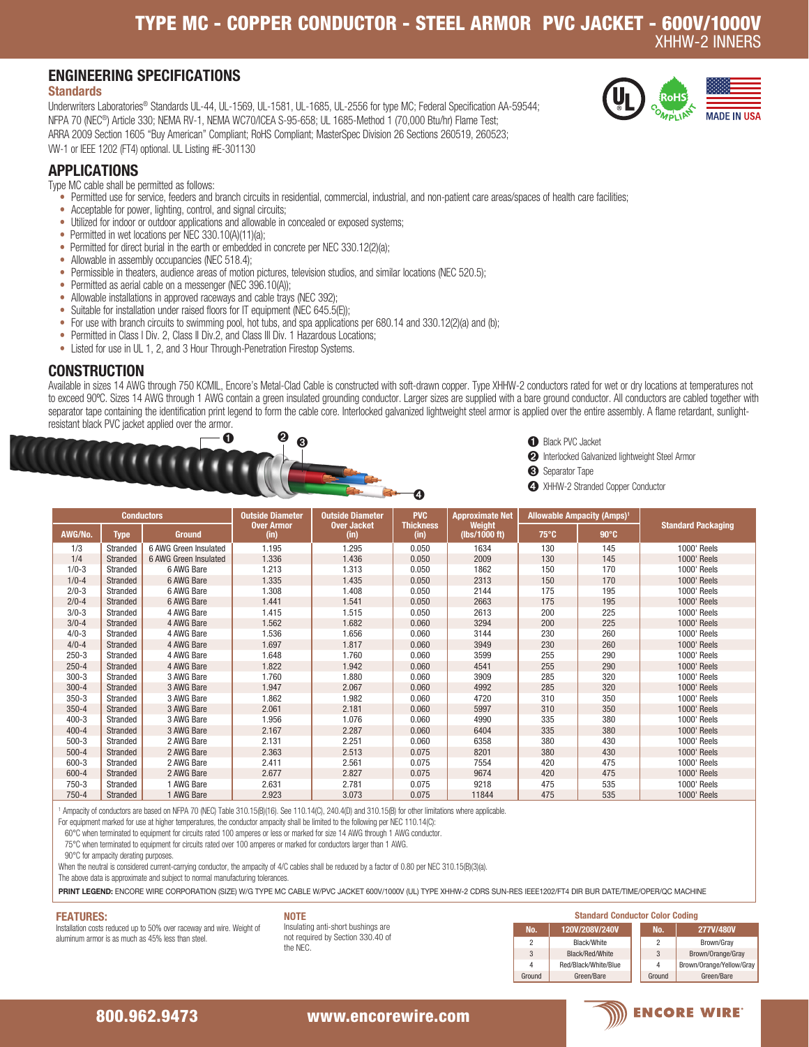# TYPE MC - COPPER CONDUCTOR - STEEL ARMOR PVC JACKET - 600V/1000V

XHHW-2 INNERS

## ENGINEERING SPECIFICATIONS

### Standards

Underwriters Laboratories® Standards UL-44, UL-1569, UL-1581, UL-1685, UL-2556 for type MC; Federal Specification AA-59544; NFPA 70 (NEC®) Article 330; NEMA RV-1, NEMA WC70/ICEA S-95-658; UL 1685-Method 1 (70,000 Btu/hr) Flame Test; ARRA 2009 Section 1605 "Buy American" Compliant; RoHS Compliant; MasterSpec Division 26 Sections 260519, 260523; VW-1 or IEEE 1202 (FT4) optional. UL Listing #E-301130

## APPLICATIONS

Type MC cable shall be permitted as follows:

- Permitted use for service, feeders and branch circuits in residential, commercial, industrial, and non-patient care areas/spaces of health care facilities;
- Acceptable for power, lighting, control, and signal circuits;
- Utilized for indoor or outdoor applications and allowable in concealed or exposed systems;
- Permitted in wet locations per NEC 330.10(A)(11)(a);
- Permitted for direct burial in the earth or embedded in concrete per NEC 330.12(2)(a);
- Allowable in assembly occupancies (NEC 518.4);
- Permissible in theaters, audience areas of motion pictures, television studios, and similar locations (NEC 520.5);
- Permitted as aerial cable on a messenger (NEC 396.10(A));
- Allowable installations in approved raceways and cable trays (NEC 392);
- Suitable for installation under raised floors for IT equipment (NEC 645.5(E));
- For use with branch circuits to swimming pool, hot tubs, and spa applications per 680.14 and 330.12(2)(a) and (b);
- Permitted in Class I Div. 2, Class II Div.2, and Class III Div. 1 Hazardous Locations;
- Listed for use in UL 1, 2, and 3 Hour Through-Penetration Firestop Systems.

## CONSTRUCTION

Available in sizes 14 AWG through 750 KCMIL, Encore's Metal-Clad Cable is constructed with soft-drawn copper. Type XHHW-2 conductors rated for wet or dry locations at temperatures not to exceed 90ºC. Sizes 14 AWG through 1 AWG contain a green insulated grounding conductor. Larger sizes are supplied with a bare ground conductor. All conductors are cabled together with separator tape containing the identification print legend to form the cable core. Interlocked galvanized lightweight steel armor is applied over the entire assembly. A flame retardant, sunlight-resistant black PVC jacket applied over the armor.

1. Black PVC Jacket
2. Interlocked Galvanized lightweight Steel Armor
3. Separator Tape
4. XHHW-2 Stranded Copper Conductor

| Conductors | | | Outside Diameter Over Armor (in) | Outside Diameter Over Jacket (in) | PVC Thickness (in) | Approximate Net Weight (lbs/1000 ft) | Allowable Ampacity (Amps)[1] | | Standard Packaging |
|---|---|---|---|---|---|---|---|---|---|
| AWG/No. | Type | Ground | | | | | 75°C | 90°C | |
| 1/3 | Stranded | 6 AWG Green Insulated | 1.195 | 1.295 | 0.050 | 1634 | 130 | 145 | 1000' Reels |
| 1/4 | Stranded | 6 AWG Green Insulated | 1.336 | 1.436 | 0.050 | 2009 | 130 | 145 | 1000' Reels |
| 1/0-3 | Stranded | 6 AWG Bare | 1.213 | 1.313 | 0.050 | 1862 | 150 | 170 | 1000' Reels |
| 1/0-4 | Stranded | 6 AWG Bare | 1.335 | 1.435 | 0.050 | 2313 | 150 | 170 | 1000' Reels |
| 2/0-3 | Stranded | 6 AWG Bare | 1.308 | 1.408 | 0.050 | 2144 | 175 | 195 | 1000' Reels |
| 2/0-4 | Stranded | 6 AWG Bare | 1.441 | 1.541 | 0.050 | 2663 | 175 | 195 | 1000' Reels |
| 3/0-3 | Stranded | 4 AWG Bare | 1.415 | 1.515 | 0.050 | 2613 | 200 | 225 | 1000' Reels |
| 3/0-4 | Stranded | 4 AWG Bare | 1.562 | 1.682 | 0.060 | 3294 | 200 | 225 | 1000' Reels |
| 4/0-3 | Stranded | 4 AWG Bare | 1.536 | 1.656 | 0.060 | 3144 | 230 | 260 | 1000' Reels |
| 4/0-4 | Stranded | 4 AWG Bare | 1.697 | 1.817 | 0.060 | 3949 | 230 | 260 | 1000' Reels |
| 250-3 | Stranded | 4 AWG Bare | 1.648 | 1.760 | 0.060 | 3599 | 255 | 290 | 1000' Reels |
| 250-4 | Stranded | 4 AWG Bare | 1.822 | 1.942 | 0.060 | 4541 | 255 | 290 | 1000' Reels |
| 300-3 | Stranded | 3 AWG Bare | 1.760 | 1.880 | 0.060 | 3909 | 285 | 320 | 1000' Reels |
| 300-4 | Stranded | 3 AWG Bare | 1.947 | 2.067 | 0.060 | 4992 | 285 | 320 | 1000' Reels |
| 350-3 | Stranded | 3 AWG Bare | 1.862 | 1.982 | 0.060 | 4720 | 310 | 350 | 1000' Reels |
| 350-4 | Stranded | 3 AWG Bare | 2.061 | 2.181 | 0.060 | 5997 | 310 | 350 | 1000' Reels |
| 400-3 | Stranded | 3 AWG Bare | 1.956 | 1.076 | 0.060 | 4990 | 335 | 380 | 1000' Reels |
| 400-4 | Stranded | 3 AWG Bare | 2.167 | 2.287 | 0.060 | 6404 | 335 | 380 | 1000' Reels |
| 500-3 | Stranded | 2 AWG Bare | 2.131 | 2.251 | 0.060 | 6358 | 380 | 430 | 1000' Reels |
| 500-4 | Stranded | 2 AWG Bare | 2.363 | 2.513 | 0.075 | 8201 | 380 | 430 | 1000' Reels |
| 600-3 | Stranded | 2 AWG Bare | 2.411 | 2.561 | 0.075 | 7554 | 420 | 475 | 1000' Reels |
| 600-4 | Stranded | 2 AWG Bare | 2.677 | 2.827 | 0.075 | 9674 | 420 | 475 | 1000' Reels |
| 750-3 | Stranded | 1 AWG Bare | 2.631 | 2.781 | 0.075 | 9218 | 475 | 535 | 1000' Reels |
| 750-4 | Stranded | 1 AWG Bare | 2.923 | 3.073 | 0.075 | 11844 | 475 | 535 | 1000' Reels |

[1] Ampacity of conductors are based on NFPA 70 (NEC) Table 310.15(B)(16). See 110.14(C), 240.4(D) and 310.15(B) for other limitations where applicable.

For equipment marked for use at higher temperatures, the conductor ampacity shall be limited to the following per NEC 110.14(C):

60°C when terminated to equipment for circuits rated 100 amperes or less or marked for size 14 AWG through 1 AWG conductor.

75°C when terminated to equipment for circuits rated over 100 amperes or marked for conductors larger than 1 AWG.

90°C for ampacity derating purposes.

When the neutral is considered current-carrying conductor, the ampacity of 4/C cables shall be reduced by a factor of 0.80 per NEC 310.15(B)(3)(a).

The above data is approximate and subject to normal manufacturing tolerances.

**PRINT LEGEND:** ENCORE WIRE CORPORATION (SIZE) W/G TYPE MC CABLE W/PVC JACKET 600V/1000V (UL) TYPE XHHW-2 CDRS SUN-RES IEEE1202/FT4 DIR BUR DATE/TIME/OPER/QC MACHINE

### FEATURES:

Installation costs reduced up to 50% over raceway and wire. Weight of aluminum armor is as much as 45% less than steel.

### NOTE

Insulating anti-short bushings are not required by Section 330.40 of the NEC.

**Standard Conductor Color Coding**

| No. | 120V/208V/240V | No. | 277V/480V |
|---|---|---|---|
| 2 | Black/White | 2 | Brown/Gray |
| 3 | Black/Red/White | 3 | Brown/Orange/Gray |
| 4 | Red/Black/White/Blue | 4 | Brown/Orange/Yellow/Gray |
| Ground | Green/Bare | Ground | Green/Bare |

800.962.9473    www.encorewire.com